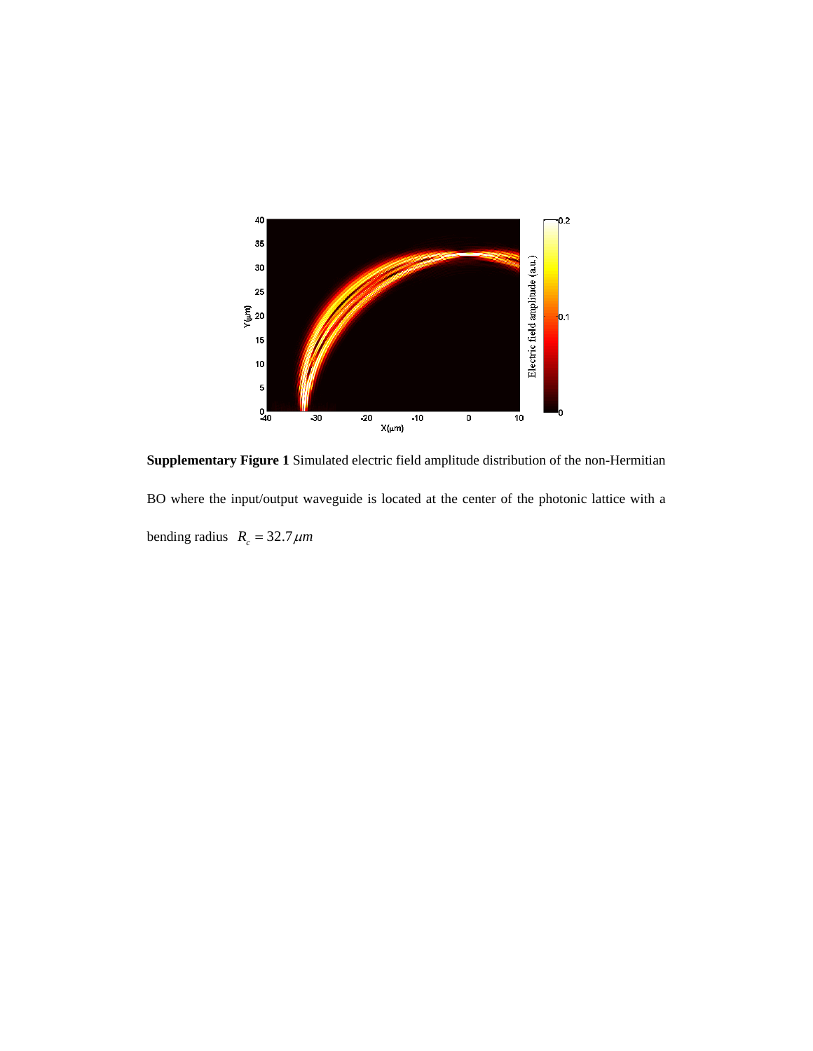**Supplementary Figure 1** Simulated electric field amplitude distribution of the non-Hermitian BO where the input/output waveguide is located at the center of the photonic lattice with a bending radius $R_c = 32.7\mu m$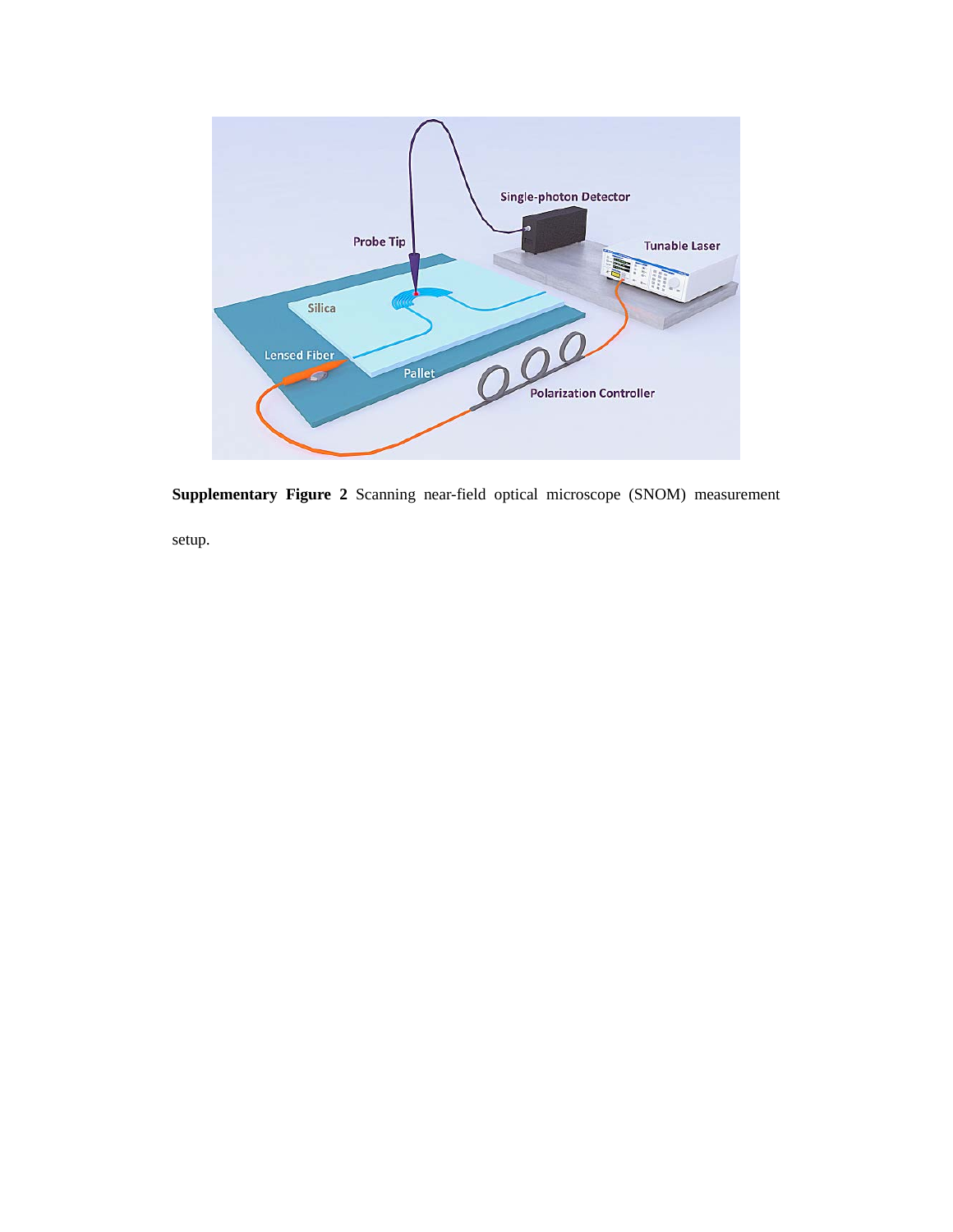**Supplementary Figure 2** Scanning near-field optical microscope (SNOM) measurement setup.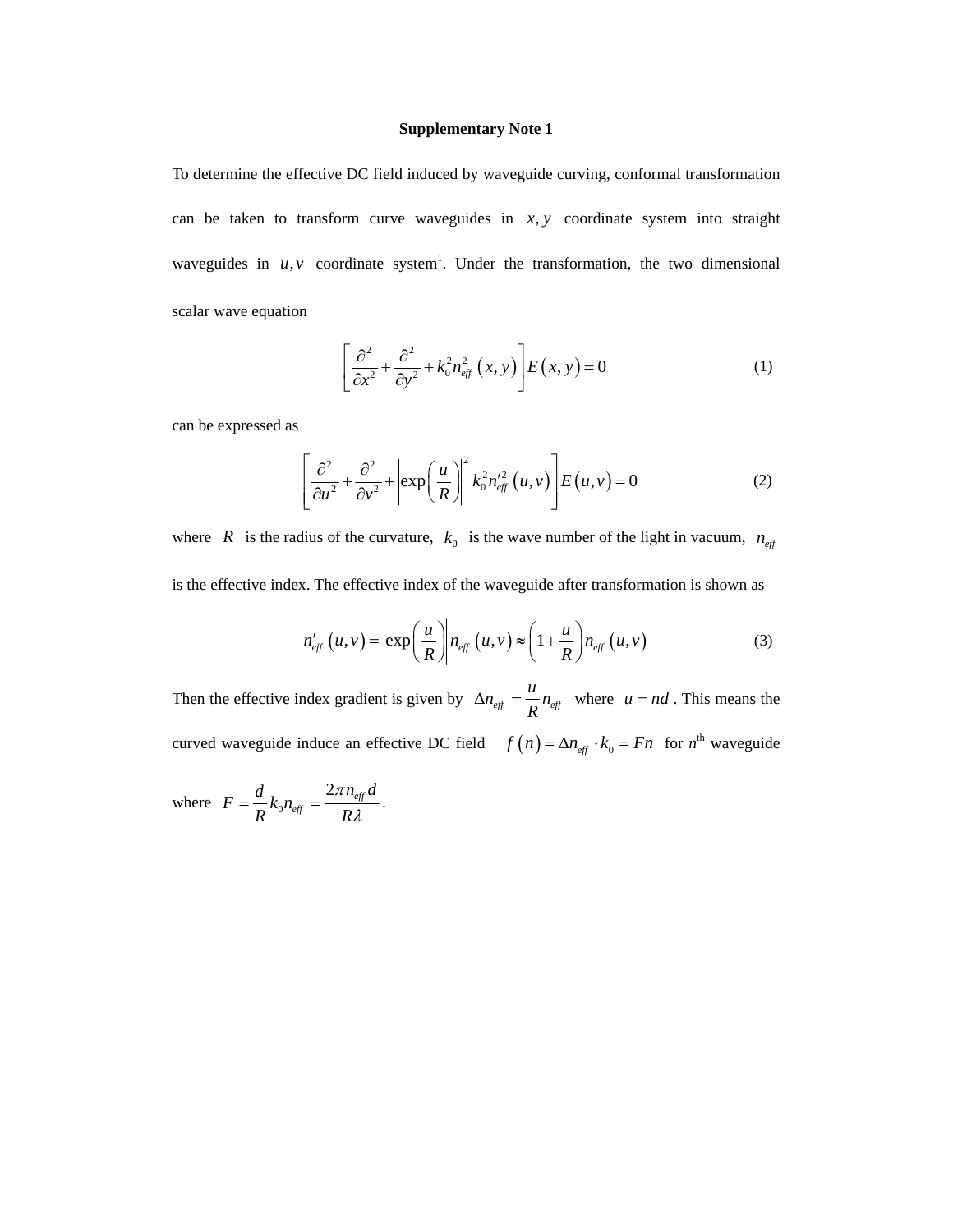**Supplementary Note 1**

To determine the effective DC field induced by waveguide curving, conformal transformation can be taken to transform curve waveguides in $x, y$ coordinate system into straight waveguides in $u, v$ coordinate system[1]. Under the transformation, the two dimensional scalar wave equation

$$\left[\frac{\partial^2}{\partial x^2} + \frac{\partial^2}{\partial y^2} + k_0^2 n_{eff}^2\left(x, y\right)\right] E\left(x, y\right) = 0 \tag{1}$$

can be expressed as

$$\left[\frac{\partial^2}{\partial u^2} + \frac{\partial^2}{\partial v^2} + \left|\exp\left(\frac{u}{R}\right)\right|^2 k_0^2 n_{eff}'^2\left(u, v\right)\right] E\left(u, v\right) = 0 \tag{2}$$

where $R$ is the radius of the curvature, $k_0$ is the wave number of the light in vacuum, $n_{eff}$ is the effective index. The effective index of the waveguide after transformation is shown as

$$n_{eff}'\left(u, v\right) = \left|\exp\left(\frac{u}{R}\right)\right| n_{eff}\left(u, v\right) \approx \left(1 + \frac{u}{R}\right) n_{eff}\left(u, v\right) \tag{3}$$

Then the effective index gradient is given by $\Delta n_{eff} = \frac{u}{R} n_{eff}$ where $u = nd$. This means the curved waveguide induce an effective DC field $f\left(n\right) = \Delta n_{eff} \cdot k_0 = Fn$ for $n^{\text{th}}$ waveguide where $F = \frac{d}{R} k_0 n_{eff} = \frac{2\pi n_{eff} d}{R\lambda}$.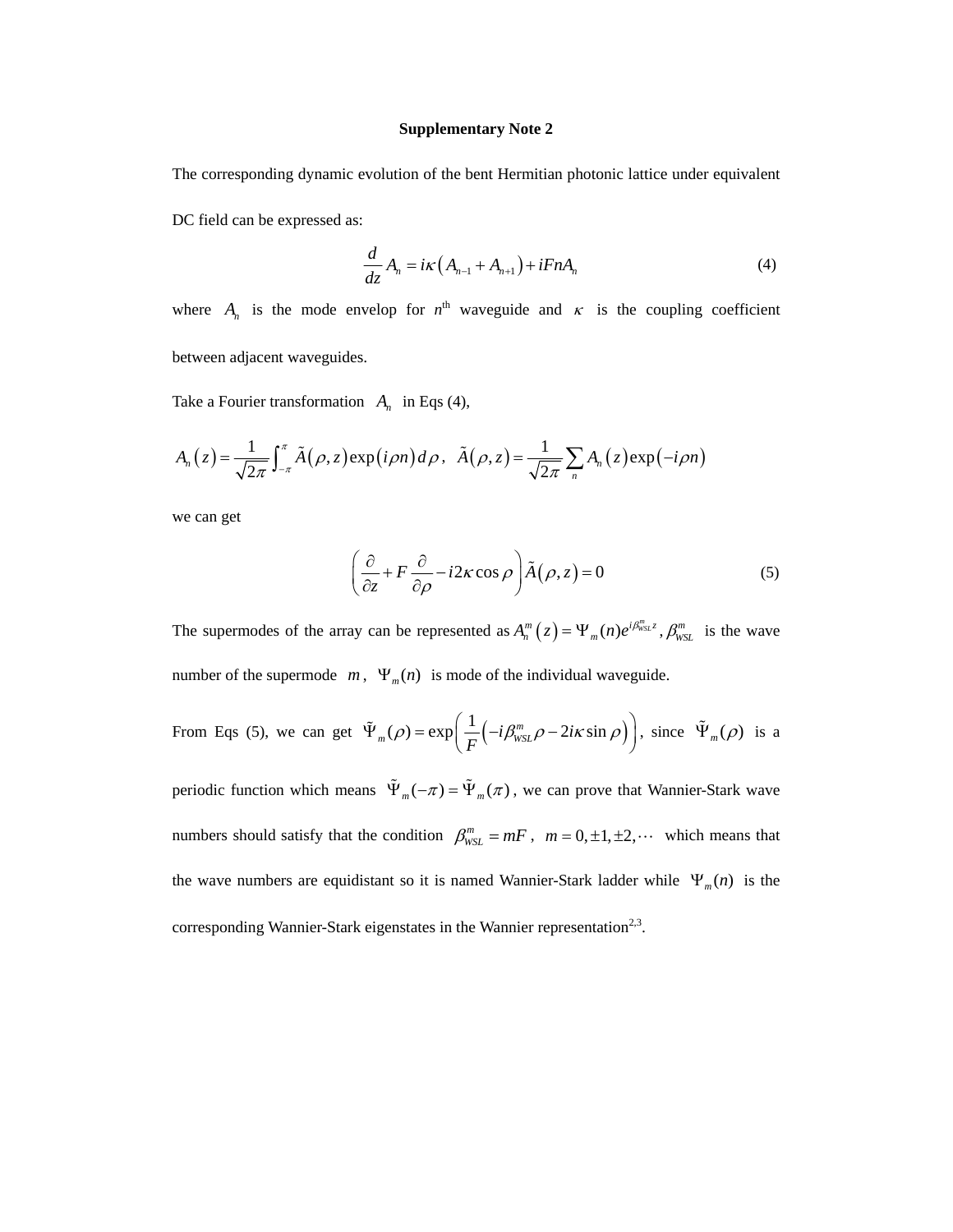**Supplementary Note 2**

The corresponding dynamic evolution of the bent Hermitian photonic lattice under equivalent DC field can be expressed as:

$$\frac{d}{dz}A_n = i\kappa\left(A_{n-1} + A_{n+1}\right) + iFnA_n \tag{4}$$

where $A_n$ is the mode envelop for $n^{\text{th}}$ waveguide and $\kappa$ is the coupling coefficient between adjacent waveguides.

Take a Fourier transformation $A_n$ in Eqs (4),

$$A_n(z) = \frac{1}{\sqrt{2\pi}}\int_{-\pi}^{\pi}\tilde{A}(\rho,z)\exp(i\rho n)\,d\rho\,,\quad \tilde{A}(\rho,z) = \frac{1}{\sqrt{2\pi}}\sum_n A_n(z)\exp(-i\rho n)$$

we can get

$$\left(\frac{\partial}{\partial z} + F\frac{\partial}{\partial \rho} - i2\kappa\cos\rho\right)\tilde{A}(\rho,z) = 0 \tag{5}$$

The supermodes of the array can be represented as $A_n^m(z) = \Psi_m(n)e^{i\beta_{WSL}^m z}$, $\beta_{WSL}^m$ is the wave number of the supermode $m$, $\Psi_m(n)$ is mode of the individual waveguide.

From Eqs (5), we can get $\tilde{\Psi}_m(\rho) = \exp\left(\frac{1}{F}\left(-i\beta_{WSL}^m\rho - 2i\kappa\sin\rho\right)\right)$, since $\tilde{\Psi}_m(\rho)$ is a periodic function which means $\tilde{\Psi}_m(-\pi) = \tilde{\Psi}_m(\pi)$, we can prove that Wannier-Stark wave numbers should satisfy that the condition $\beta_{WSL}^m = mF$, $m = 0, \pm1, \pm2, \cdots$ which means that the wave numbers are equidistant so it is named Wannier-Stark ladder while $\Psi_m(n)$ is the corresponding Wannier-Stark eigenstates in the Wannier representation[2,3].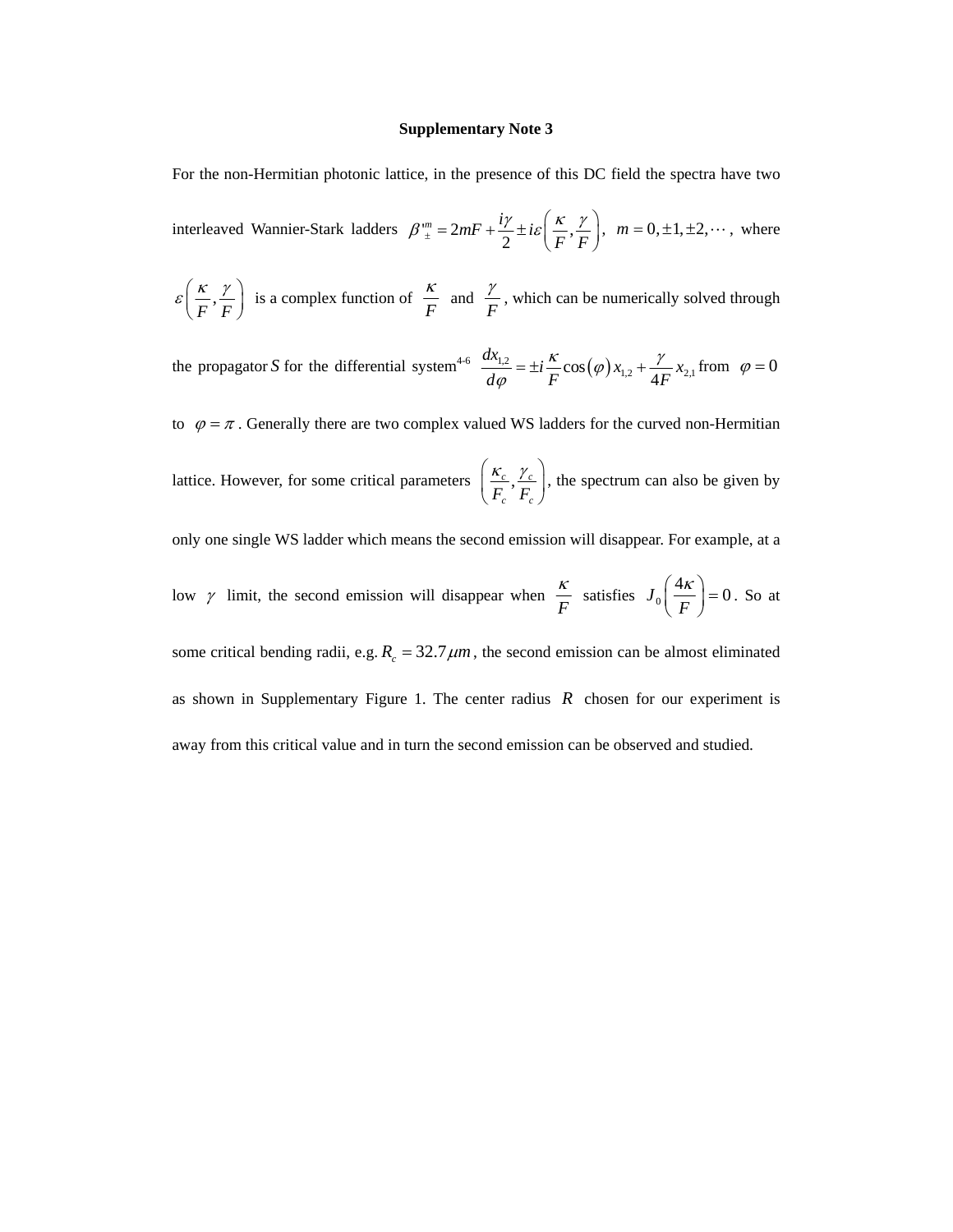**Supplementary Note 3**

For the non-Hermitian photonic lattice, in the presence of this DC field the spectra have two interleaved Wannier-Stark ladders $\beta'^{m}_{\pm} = 2mF + \frac{i\gamma}{2} \pm i\varepsilon\left(\frac{\kappa}{F}, \frac{\gamma}{F}\right)$, $m = 0, \pm1, \pm2, \cdots$, where $\varepsilon\left(\frac{\kappa}{F}, \frac{\gamma}{F}\right)$ is a complex function of $\frac{\kappa}{F}$ and $\frac{\gamma}{F}$, which can be numerically solved through the propagator $S$ for the differential system[4-6] $\frac{dx_{1,2}}{d\varphi} = \pm i\frac{\kappa}{F}\cos(\varphi)x_{1,2} + \frac{\gamma}{4F}x_{2,1}$ from $\varphi = 0$ to $\varphi = \pi$. Generally there are two complex valued WS ladders for the curved non-Hermitian lattice. However, for some critical parameters $\left(\frac{\kappa_c}{F_c}, \frac{\gamma_c}{F_c}\right)$, the spectrum can also be given by only one single WS ladder which means the second emission will disappear. For example, at a low $\gamma$ limit, the second emission will disappear when $\frac{\kappa}{F}$ satisfies $J_0\left(\frac{4\kappa}{F}\right) = 0$. So at some critical bending radii, e.g. $R_c = 32.7\mu m$, the second emission can be almost eliminated as shown in Supplementary Figure 1. The center radius $R$ chosen for our experiment is away from this critical value and in turn the second emission can be observed and studied.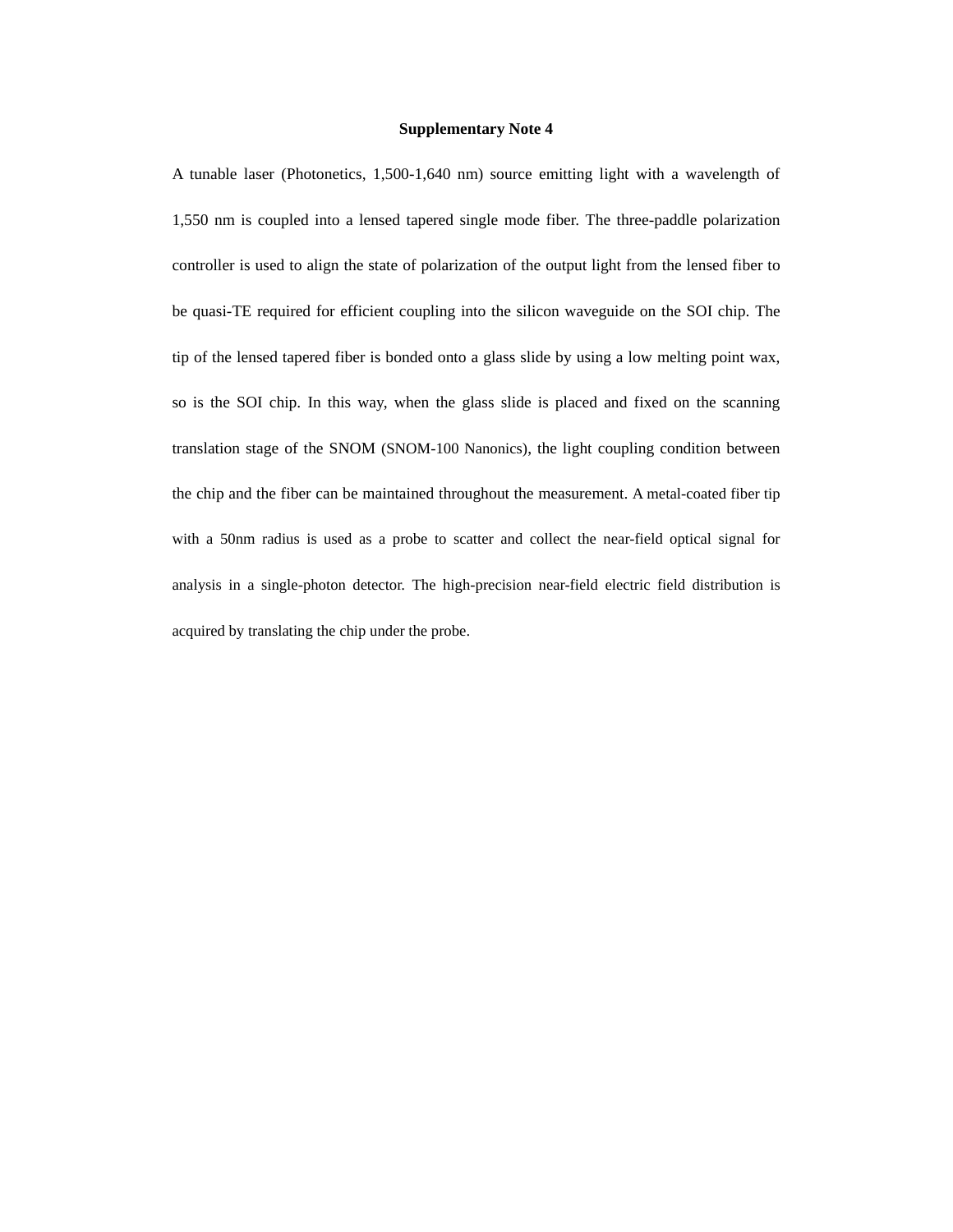**Supplementary Note 4**

A tunable laser (Photonetics, 1,500-1,640 nm) source emitting light with a wavelength of 1,550 nm is coupled into a lensed tapered single mode fiber. The three-paddle polarization controller is used to align the state of polarization of the output light from the lensed fiber to be quasi-TE required for efficient coupling into the silicon waveguide on the SOI chip. The tip of the lensed tapered fiber is bonded onto a glass slide by using a low melting point wax, so is the SOI chip. In this way, when the glass slide is placed and fixed on the scanning translation stage of the SNOM (SNOM-100 Nanonics), the light coupling condition between the chip and the fiber can be maintained throughout the measurement. A metal-coated fiber tip with a 50nm radius is used as a probe to scatter and collect the near-field optical signal for analysis in a single-photon detector. The high-precision near-field electric field distribution is acquired by translating the chip under the probe.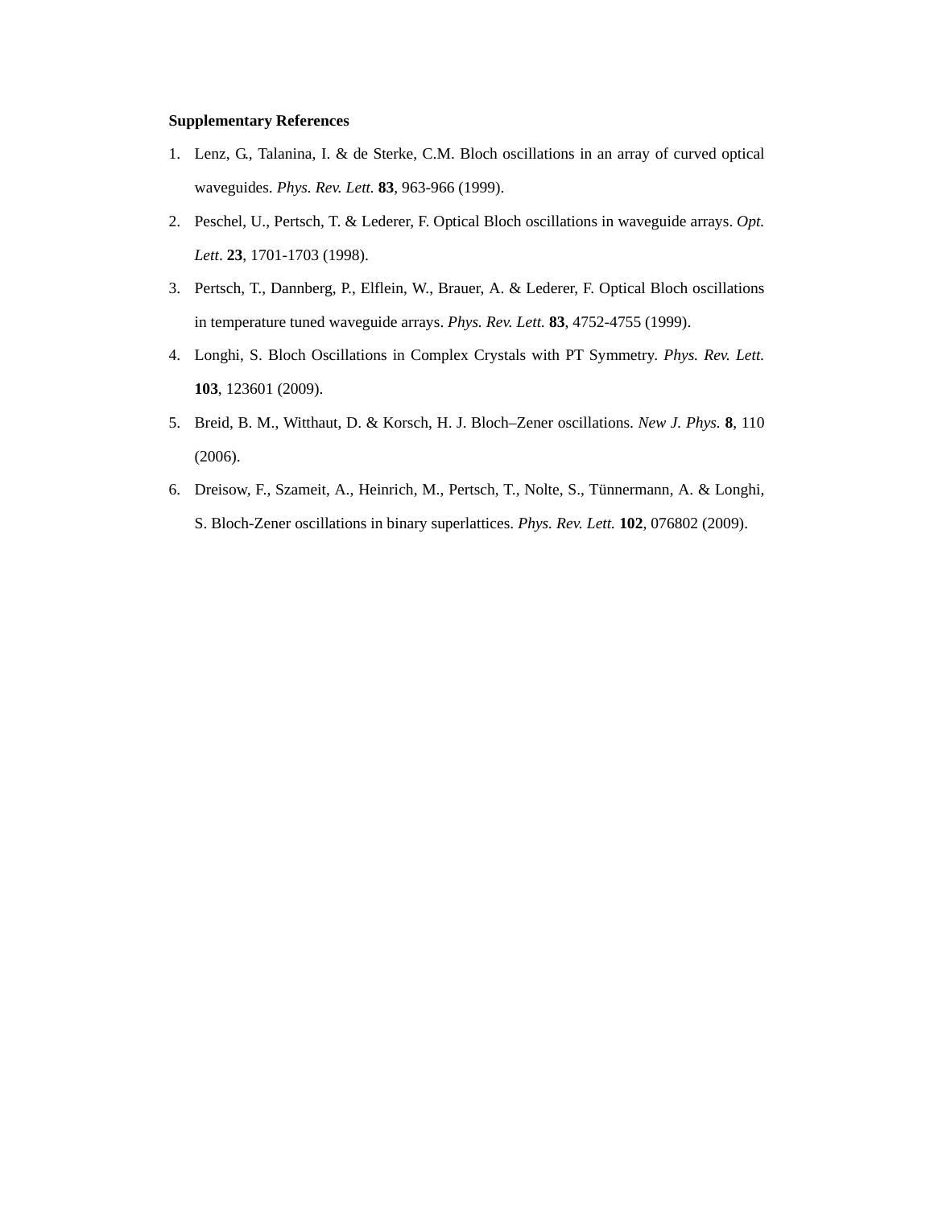**Supplementary References**

1. Lenz, G., Talanina, I. & de Sterke, C.M. Bloch oscillations in an array of curved optical waveguides. *Phys. Rev. Lett.* **83**, 963-966 (1999).
2. Peschel, U., Pertsch, T. & Lederer, F. Optical Bloch oscillations in waveguide arrays. *Opt. Lett*. **23**, 1701-1703 (1998).
3. Pertsch, T., Dannberg, P., Elflein, W., Brauer, A. & Lederer, F. Optical Bloch oscillations in temperature tuned waveguide arrays. *Phys. Rev. Lett.* **83**, 4752-4755 (1999).
4. Longhi, S. Bloch Oscillations in Complex Crystals with PT Symmetry. *Phys. Rev. Lett.* **103**, 123601 (2009).
5. Breid, B. M., Witthaut, D. & Korsch, H. J. Bloch–Zener oscillations. *New J. Phys.* **8**, 110 (2006).
6. Dreisow, F., Szameit, A., Heinrich, M., Pertsch, T., Nolte, S., Tünnermann, A. & Longhi, S. Bloch-Zener oscillations in binary superlattices. *Phys. Rev. Lett.* **102**, 076802 (2009).